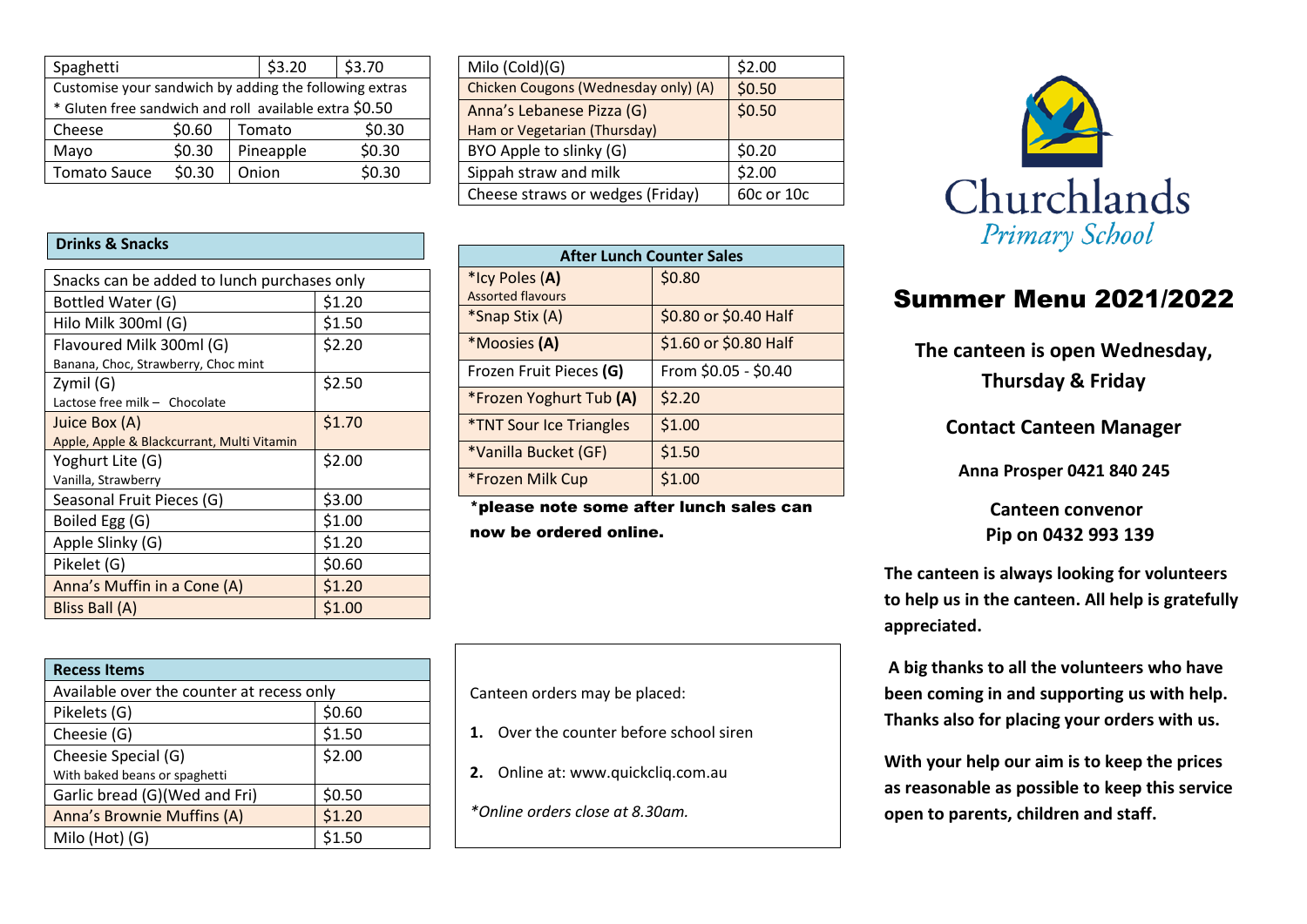| Spaghetti | | $3.20 | $3.70 |
|---|---|---|---|
| Customise your sandwich by adding the following extras | | | |
| * Gluten free sandwich and roll available extra $0.50 | | | |
| Cheese $0.60 | | Tomato | $0.30 |
| Mayo $0.30 | | Pineapple | $0.30 |
| Tomato Sauce $0.30 | | Onion | $0.30 |

| Milo (Cold)(G) | $2.00 |
|---|---|
| Chicken Cougons (Wednesday only) (A) | $0.50 |
| Anna's Lebanese Pizza (G)<br>Ham or Vegetarian (Thursday) | $0.50 |
| BYO Apple to slinky (G) | $0.20 |
| Sippah straw and milk | $2.00 |
| Cheese straws or wedges (Friday) | 60c or 10c |

## Drinks & Snacks

| Snacks can be added to lunch purchases only | |
|---|---|
| Bottled Water (G) | $1.20 |
| Hilo Milk 300ml (G) | $1.50 |
| Flavoured Milk 300ml (G)<br>Banana, Choc, Strawberry, Choc mint | $2.20 |
| Zymil (G)<br>Lactose free milk – Chocolate | $2.50 |
| Juice Box (A)<br>Apple, Apple & Blackcurrant, Multi Vitamin | $1.70 |
| Yoghurt Lite (G)<br>Vanilla, Strawberry | $2.00 |
| Seasonal Fruit Pieces (G) | $3.00 |
| Boiled Egg (G) | $1.00 |
| Apple Slinky (G) | $1.20 |
| Pikelet (G) | $0.60 |
| Anna's Muffin in a Cone (A) | $1.20 |
| Bliss Ball (A) | $1.00 |

| After Lunch Counter Sales | |
|---|---|
| *Icy Poles **(A)**<br>Assorted flavours | $0.80 |
| *Snap Stix (A) | $0.80 or $0.40 Half |
| *Moosies **(A)** | $1.60 or $0.80 Half |
| Frozen Fruit Pieces **(G)** | From $0.05 - $0.40 |
| *Frozen Yoghurt Tub **(A)** | $2.20 |
| *TNT Sour Ice Triangles | $1.00 |
| *Vanilla Bucket (GF) | $1.50 |
| *Frozen Milk Cup | $1.00 |

***please note some after lunch sales can now be ordered online.**

## Recess Items

| Available over the counter at recess only | |
|---|---|
| Pikelets (G) | $0.60 |
| Cheesie (G) | $1.50 |
| Cheesie Special (G)<br>With baked beans or spaghetti | $2.00 |
| Garlic bread (G)(Wed and Fri) | $0.50 |
| Anna's Brownie Muffins (A) | $1.20 |
| Milo (Hot) (G) | $1.50 |

Canteen orders may be placed:

1. Over the counter before school siren
2. Online at: www.quickcliq.com.au

*Online orders close at 8.30am.*

Churchlands
*Primary School*

# Summer Menu 2021/2022

**The canteen is open Wednesday, Thursday & Friday**

**Contact Canteen Manager**

**Anna Prosper 0421 840 245**

**Canteen convenor**
**Pip on 0432 993 139**

**The canteen is always looking for volunteers to help us in the canteen. All help is gratefully appreciated.**

**A big thanks to all the volunteers who have been coming in and supporting us with help. Thanks also for placing your orders with us.**

**With your help our aim is to keep the prices as reasonable as possible to keep this service open to parents, children and staff.**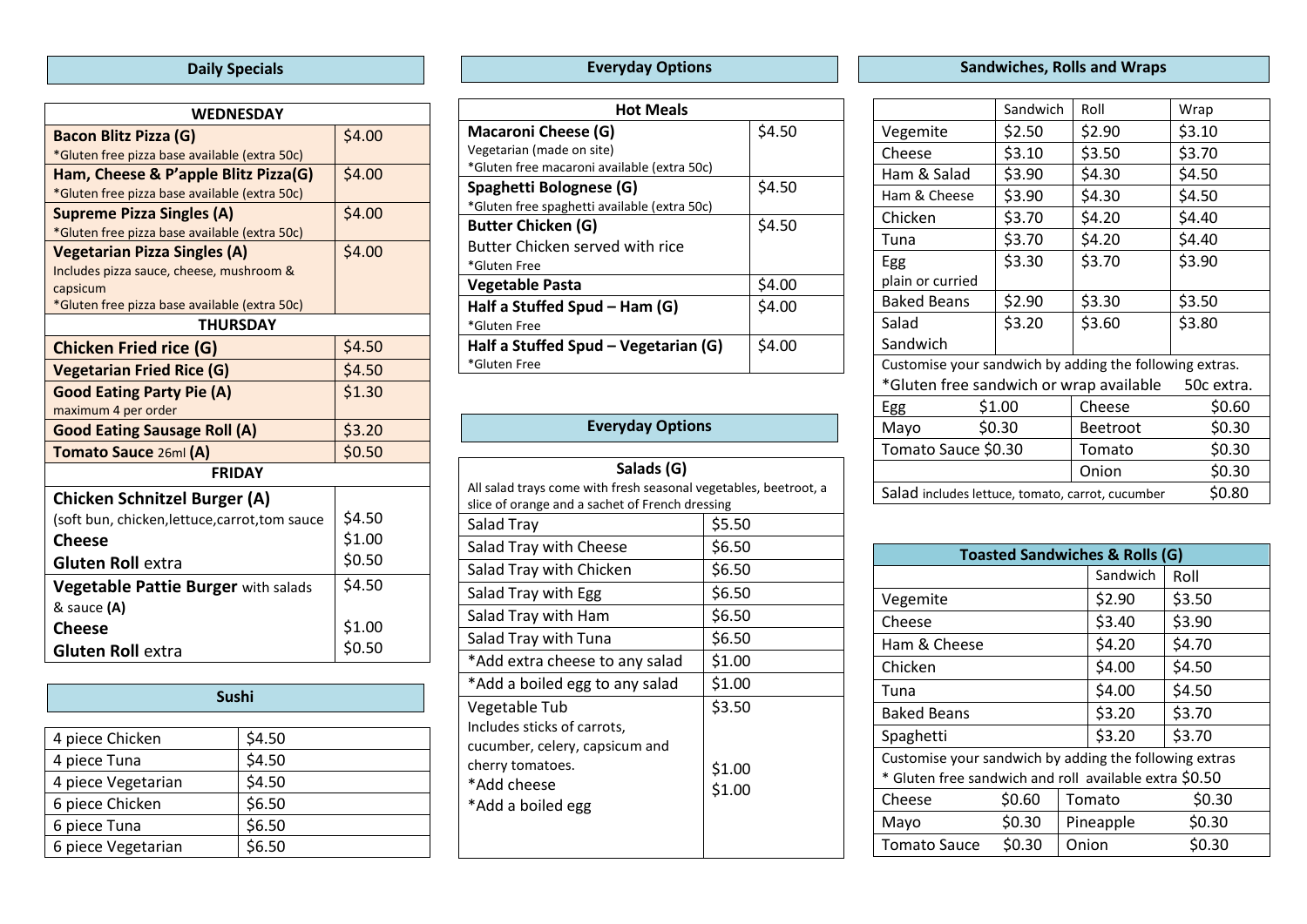## Daily Specials

| WEDNESDAY | |
|---|---|
| **Bacon Blitz Pizza (G)**<br>*Gluten free pizza base available (extra 50c) | $4.00 |
| **Ham, Cheese & P'apple Blitz Pizza(G)**<br>*Gluten free pizza base available (extra 50c) | $4.00 |
| **Supreme Pizza Singles (A)**<br>*Gluten free pizza base available (extra 50c) | $4.00 |
| **Vegetarian Pizza Singles (A)**<br>Includes pizza sauce, cheese, mushroom & capsicum<br>*Gluten free pizza base available (extra 50c) | $4.00 |
| **THURSDAY** | |
| **Chicken Fried rice (G)** | $4.50 |
| **Vegetarian Fried Rice (G)** | $4.50 |
| **Good Eating Party Pie (A)**<br>maximum 4 per order | $1.30 |
| **Good Eating Sausage Roll (A)** | $3.20 |
| **Tomato Sauce** 26ml **(A)** | $0.50 |
| **FRIDAY** | |
| **Chicken Schnitzel Burger (A)**<br>(soft bun, chicken,lettuce,carrot,tom sauce<br>**Cheese**<br>**Gluten Roll** extra | <br>$4.50<br>$1.00<br>$0.50 |
| **Vegetable Pattie Burger** with salads & sauce **(A)**<br>**Cheese**<br>**Gluten Roll** extra | $4.50<br><br>$1.00<br>$0.50 |

## Sushi

| | |
|---|---|
| 4 piece Chicken | $4.50 |
| 4 piece Tuna | $4.50 |
| 4 piece Vegetarian | $4.50 |
| 6 piece Chicken | $6.50 |
| 6 piece Tuna | $6.50 |
| 6 piece Vegetarian | $6.50 |

## Everyday Options

| Hot Meals | |
|---|---|
| **Macaroni Cheese (G)**<br>Vegetarian (made on site)<br>*Gluten free macaroni available (extra 50c) | $4.50 |
| **Spaghetti Bolognese (G)**<br>*Gluten free spaghetti available (extra 50c) | $4.50 |
| **Butter Chicken (G)**<br>Butter Chicken served with rice<br>*Gluten Free | $4.50 |
| **Vegetable Pasta** | $4.00 |
| **Half a Stuffed Spud – Ham (G)**<br>*Gluten Free | $4.00 |
| **Half a Stuffed Spud – Vegetarian (G)**<br>*Gluten Free | $4.00 |

## Everyday Options

| Salads (G)<br>All salad trays come with fresh seasonal vegetables, beetroot, a slice of orange and a sachet of French dressing | |
|---|---|
| Salad Tray | $5.50 |
| Salad Tray with Cheese | $6.50 |
| Salad Tray with Chicken | $6.50 |
| Salad Tray with Egg | $6.50 |
| Salad Tray with Ham | $6.50 |
| Salad Tray with Tuna | $6.50 |
| *Add extra cheese to any salad | $1.00 |
| *Add a boiled egg to any salad | $1.00 |
| Vegetable Tub<br>Includes sticks of carrots, cucumber, celery, capsicum and cherry tomatoes.<br>*Add cheese<br>*Add a boiled egg | $3.50<br><br><br>$1.00<br>$1.00 |

## Sandwiches, Rolls and Wraps

| | Sandwich | Roll | Wrap |
|---|---|---|---|
| Vegemite | $2.50 | $2.90 | $3.10 |
| Cheese | $3.10 | $3.50 | $3.70 |
| Ham & Salad | $3.90 | $4.30 | $4.50 |
| Ham & Cheese | $3.90 | $4.30 | $4.50 |
| Chicken | $3.70 | $4.20 | $4.40 |
| Tuna | $3.70 | $4.20 | $4.40 |
| Egg<br>plain or curried | $3.30 | $3.70 | $3.90 |
| Baked Beans | $2.90 | $3.30 | $3.50 |
| Salad Sandwich | $3.20 | $3.60 | $3.80 |

Customise your sandwich by adding the following extras.
*Gluten free sandwich or wrap available 50c extra.

| | | | |
|---|---|---|---|
| Egg | $1.00 | Cheese | $0.60 |
| Mayo | $0.30 | Beetroot | $0.30 |
| Tomato Sauce | $0.30 | Tomato | $0.30 |
| | | Onion | $0.30 |
| Salad includes lettuce, tomato, carrot, cucumber | | | $0.80 |

## Toasted Sandwiches & Rolls (G)

| | Sandwich | Roll |
|---|---|---|
| Vegemite | $2.90 | $3.50 |
| Cheese | $3.40 | $3.90 |
| Ham & Cheese | $4.20 | $4.70 |
| Chicken | $4.00 | $4.50 |
| Tuna | $4.00 | $4.50 |
| Baked Beans | $3.20 | $3.70 |
| Spaghetti | $3.20 | $3.70 |

Customise your sandwich by adding the following extras
* Gluten free sandwich and roll available extra $0.50

| | | | |
|---|---|---|---|
| Cheese | $0.60 | Tomato | $0.30 |
| Mayo | $0.30 | Pineapple | $0.30 |
| Tomato Sauce | $0.30 | Onion | $0.30 |